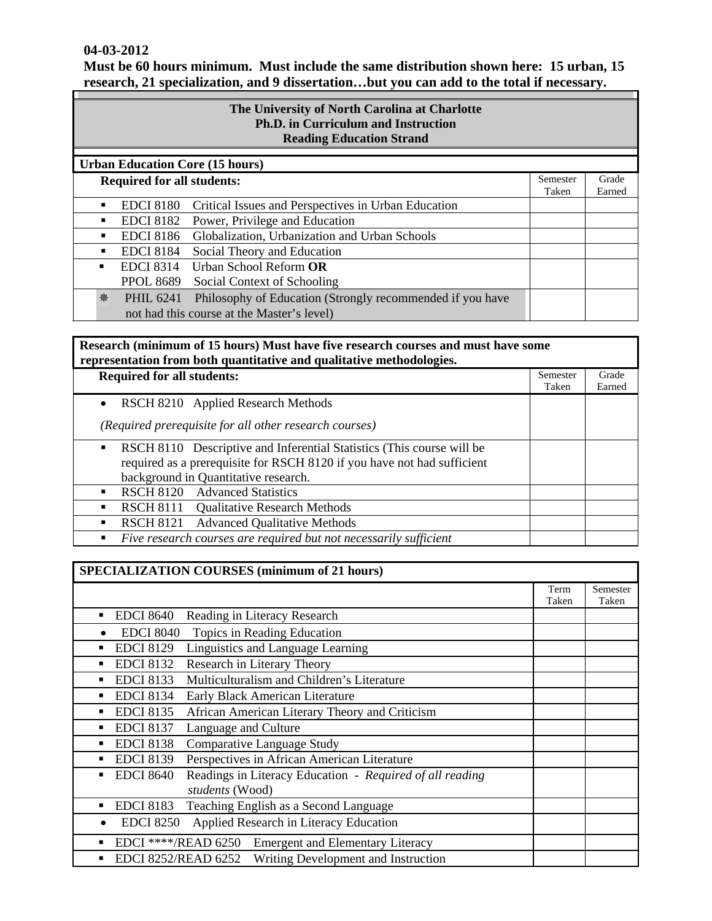**04-03-2012**

**Must be 60 hours minimum. Must include the same distribution shown here: 15 urban, 15 research, 21 specialization, and 9 dissertation…but you can add to the total if necessary.**

**The University of North Carolina at Charlotte**
**Ph.D. in Curriculum and Instruction**
**Reading Education Strand**

| **Urban Education Core (15 hours)** | | |
|---|---|---|
| **Required for all students:** | Semester Taken | Grade Earned |
| ▪ EDCI 8180 Critical Issues and Perspectives in Urban Education | | |
| ▪ EDCI 8182 Power, Privilege and Education | | |
| ▪ EDCI 8186 Globalization, Urbanization and Urban Schools | | |
| ▪ EDCI 8184 Social Theory and Education | | |
| ▪ EDCI 8314 Urban School Reform **OR** PPOL 8689 Social Context of Schooling | | |
| ❋ PHIL 6241 Philosophy of Education (Strongly recommended if you have not had this course at the Master's level) | | |

| **Research (minimum of 15 hours) Must have five research courses and must have some representation from both quantitative and qualitative methodologies.** | | |
|---|---|---|
| **Required for all students:** | Semester Taken | Grade Earned |
| • RSCH 8210 Applied Research Methods *(Required prerequisite for all other research courses)* | | |
| ▪ RSCH 8110 Descriptive and Inferential Statistics (This course will be required as a prerequisite for RSCH 8120 if you have not had sufficient background in Quantitative research. | | |
| ▪ RSCH 8120 Advanced Statistics | | |
| ▪ RSCH 8111 Qualitative Research Methods | | |
| ▪ RSCH 8121 Advanced Qualitative Methods | | |
| ▪ *Five research courses are required but not necessarily sufficient* | | |

| **SPECIALIZATION COURSES (minimum of 21 hours)** | | |
|---|---|---|
| | Term Taken | Semester Taken |
| ▪ EDCI 8640 Reading in Literacy Research | | |
| • EDCI 8040 Topics in Reading Education | | |
| ▪ EDCI 8129 Linguistics and Language Learning | | |
| ▪ EDCI 8132 Research in Literary Theory | | |
| ▪ EDCI 8133 Multiculturalism and Children's Literature | | |
| ▪ EDCI 8134 Early Black American Literature | | |
| ▪ EDCI 8135 African American Literary Theory and Criticism | | |
| ▪ EDCI 8137 Language and Culture | | |
| ▪ EDCI 8138 Comparative Language Study | | |
| ▪ EDCI 8139 Perspectives in African American Literature | | |
| ▪ EDCI 8640 Readings in Literacy Education - *Required of all reading students* (Wood) | | |
| ▪ EDCI 8183 Teaching English as a Second Language | | |
| • EDCI 8250 Applied Research in Literacy Education | | |
| ▪ EDCI ****/READ 6250 Emergent and Elementary Literacy | | |
| ▪ EDCI 8252/READ 6252 Writing Development and Instruction | | |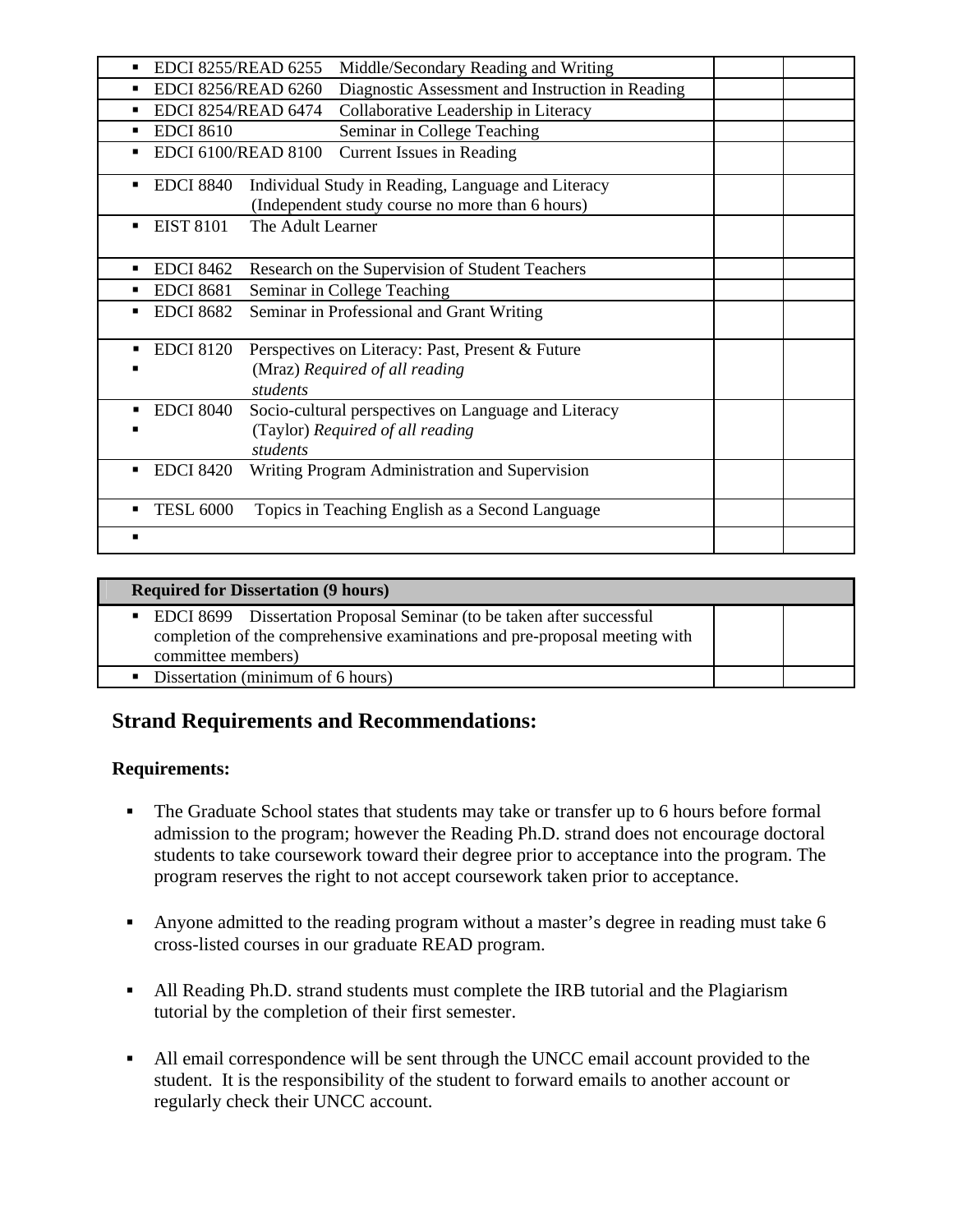| | | |
|---|---|---|
| ▪ EDCI 8255/READ 6255 Middle/Secondary Reading and Writing | | |
| ▪ EDCI 8256/READ 6260 Diagnostic Assessment and Instruction in Reading | | |
| ▪ EDCI 8254/READ 6474 Collaborative Leadership in Literacy | | |
| ▪ EDCI 8610 Seminar in College Teaching | | |
| ▪ EDCI 6100/READ 8100 Current Issues in Reading | | |
| ▪ EDCI 8840 Individual Study in Reading, Language and Literacy (Independent study course no more than 6 hours) | | |
| ▪ EIST 8101 The Adult Learner | | |
| ▪ EDCI 8462 Research on the Supervision of Student Teachers | | |
| ▪ EDCI 8681 Seminar in College Teaching | | |
| ▪ EDCI 8682 Seminar in Professional and Grant Writing | | |
| ▪ EDCI 8120 Perspectives on Literacy: Past, Present & Future ▪ (Mraz) *Required of all reading students* | | |
| ▪ EDCI 8040 Socio-cultural perspectives on Language and Literacy ▪ (Taylor) *Required of all reading students* | | |
| ▪ EDCI 8420 Writing Program Administration and Supervision | | |
| ▪ TESL 6000 Topics in Teaching English as a Second Language | | |
| ▪ | | |

| **Required for Dissertation (9 hours)** | | |
|---|---|---|
| ▪ EDCI 8699 Dissertation Proposal Seminar (to be taken after successful completion of the comprehensive examinations and pre-proposal meeting with committee members) | | |
| ▪ Dissertation (minimum of 6 hours) | | |

## Strand Requirements and Recommendations:

**Requirements:**

- The Graduate School states that students may take or transfer up to 6 hours before formal admission to the program; however the Reading Ph.D. strand does not encourage doctoral students to take coursework toward their degree prior to acceptance into the program. The program reserves the right to not accept coursework taken prior to acceptance.

- Anyone admitted to the reading program without a master's degree in reading must take 6 cross-listed courses in our graduate READ program.

- All Reading Ph.D. strand students must complete the IRB tutorial and the Plagiarism tutorial by the completion of their first semester.

- All email correspondence will be sent through the UNCC email account provided to the student. It is the responsibility of the student to forward emails to another account or regularly check their UNCC account.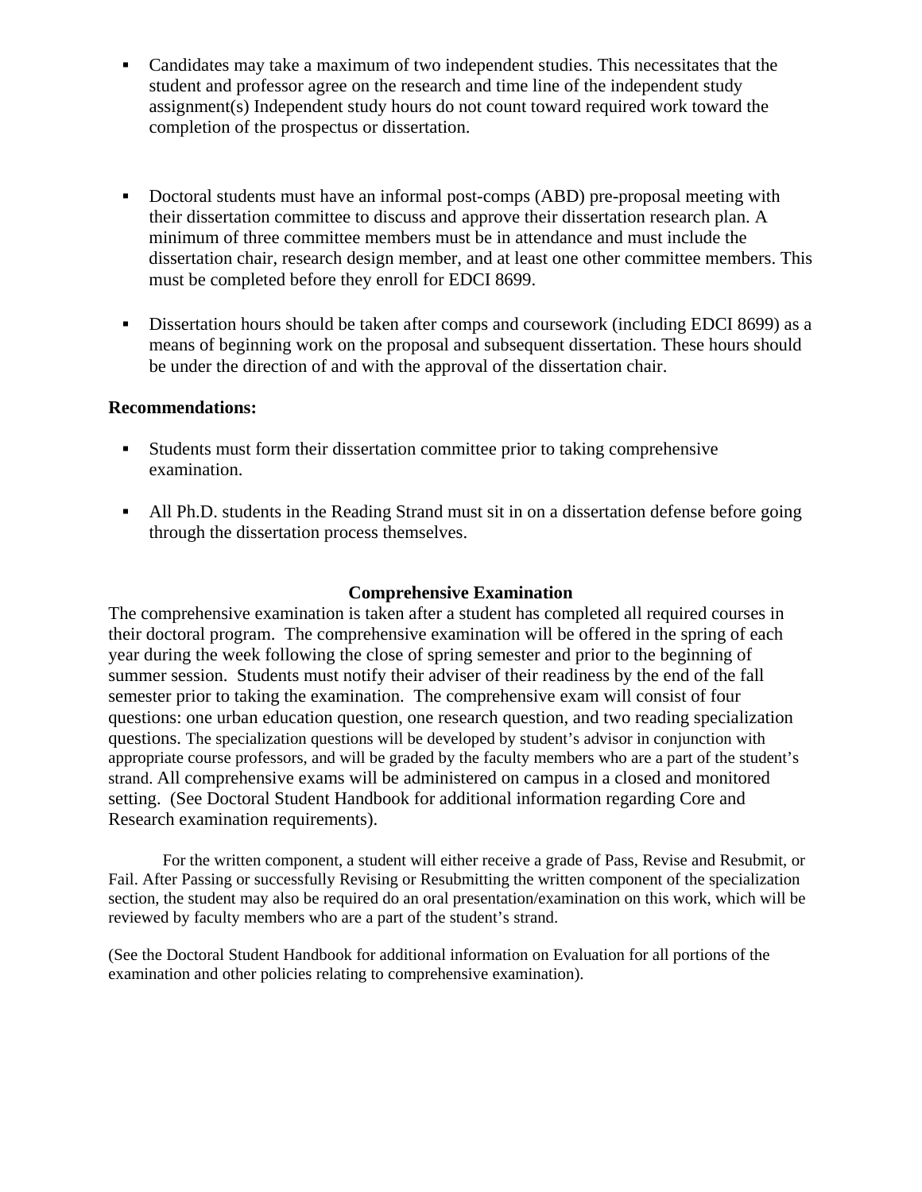- Candidates may take a maximum of two independent studies. This necessitates that the student and professor agree on the research and time line of the independent study assignment(s) Independent study hours do not count toward required work toward the completion of the prospectus or dissertation.

- Doctoral students must have an informal post-comps (ABD) pre-proposal meeting with their dissertation committee to discuss and approve their dissertation research plan. A minimum of three committee members must be in attendance and must include the dissertation chair, research design member, and at least one other committee members. This must be completed before they enroll for EDCI 8699.

- Dissertation hours should be taken after comps and coursework (including EDCI 8699) as a means of beginning work on the proposal and subsequent dissertation. These hours should be under the direction of and with the approval of the dissertation chair.

**Recommendations:**

- Students must form their dissertation committee prior to taking comprehensive examination.

- All Ph.D. students in the Reading Strand must sit in on a dissertation defense before going through the dissertation process themselves.

**Comprehensive Examination**

The comprehensive examination is taken after a student has completed all required courses in their doctoral program. The comprehensive examination will be offered in the spring of each year during the week following the close of spring semester and prior to the beginning of summer session. Students must notify their adviser of their readiness by the end of the fall semester prior to taking the examination. The comprehensive exam will consist of four questions: one urban education question, one research question, and two reading specialization questions. The specialization questions will be developed by student's advisor in conjunction with appropriate course professors, and will be graded by the faculty members who are a part of the student's strand. All comprehensive exams will be administered on campus in a closed and monitored setting. (See Doctoral Student Handbook for additional information regarding Core and Research examination requirements).

For the written component, a student will either receive a grade of Pass, Revise and Resubmit, or Fail. After Passing or successfully Revising or Resubmitting the written component of the specialization section, the student may also be required do an oral presentation/examination on this work, which will be reviewed by faculty members who are a part of the student's strand.

(See the Doctoral Student Handbook for additional information on Evaluation for all portions of the examination and other policies relating to comprehensive examination).